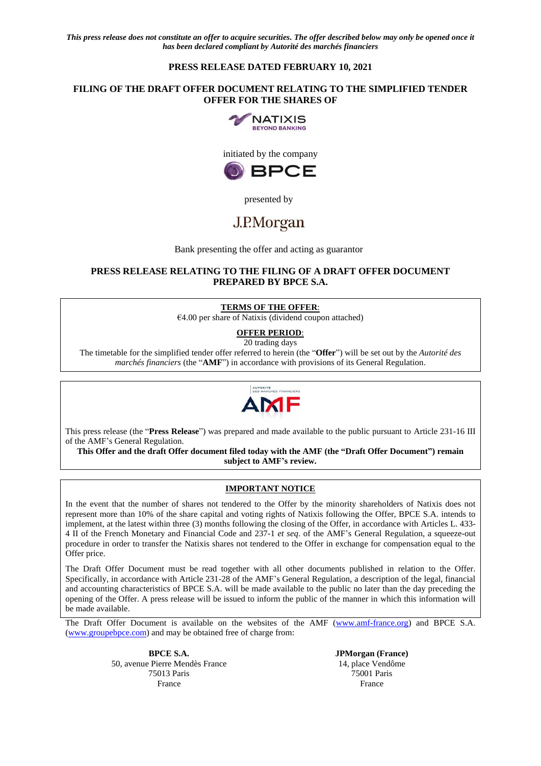*This press release does not constitute an offer to acquire securities. The offer described below may only be opened once it has been declared compliant by Autorité des marchés financiers*

**PRESS RELEASE DATED FEBRUARY 10, 2021**

**FILING OF THE DRAFT OFFER DOCUMENT RELATING TO THE SIMPLIFIED TENDER OFFER FOR THE SHARES OF**

NATIXIS
BEYOND BANKING

initiated by the company

BPCE

presented by

J.P.Morgan

Bank presenting the offer and acting as guarantor

**PRESS RELEASE RELATING TO THE FILING OF A DRAFT OFFER DOCUMENT PREPARED BY BPCE S.A.**

**TERMS OF THE OFFER**:

€4.00 per share of Natixis (dividend coupon attached)

**OFFER PERIOD**:

20 trading days

The timetable for the simplified tender offer referred to herein (the "**Offer**") will be set out by the *Autorité des marchés financiers* (the "**AMF**") in accordance with provisions of its General Regulation.

AUTORITÉ DES MARCHÉS FINANCIERS
AMF

This press release (the "**Press Release**") was prepared and made available to the public pursuant to Article 231-16 III of the AMF's General Regulation.

**This Offer and the draft Offer document filed today with the AMF (the "Draft Offer Document") remain subject to AMF's review.**

**IMPORTANT NOTICE**

In the event that the number of shares not tendered to the Offer by the minority shareholders of Natixis does not represent more than 10% of the share capital and voting rights of Natixis following the Offer, BPCE S.A. intends to implement, at the latest within three (3) months following the closing of the Offer, in accordance with Articles L. 433-4 II of the French Monetary and Financial Code and 237-1 *et seq*. of the AMF's General Regulation, a squeeze-out procedure in order to transfer the Natixis shares not tendered to the Offer in exchange for compensation equal to the Offer price.

The Draft Offer Document must be read together with all other documents published in relation to the Offer. Specifically, in accordance with Article 231-28 of the AMF's General Regulation, a description of the legal, financial and accounting characteristics of BPCE S.A. will be made available to the public no later than the day preceding the opening of the Offer. A press release will be issued to inform the public of the manner in which this information will be made available.

The Draft Offer Document is available on the websites of the AMF (www.amf-france.org) and BPCE S.A. (www.groupebpce.com) and may be obtained free of charge from:

**BPCE S.A.**
50, avenue Pierre Mendès France
75013 Paris
France

**JPMorgan (France)**
14, place Vendôme
75001 Paris
France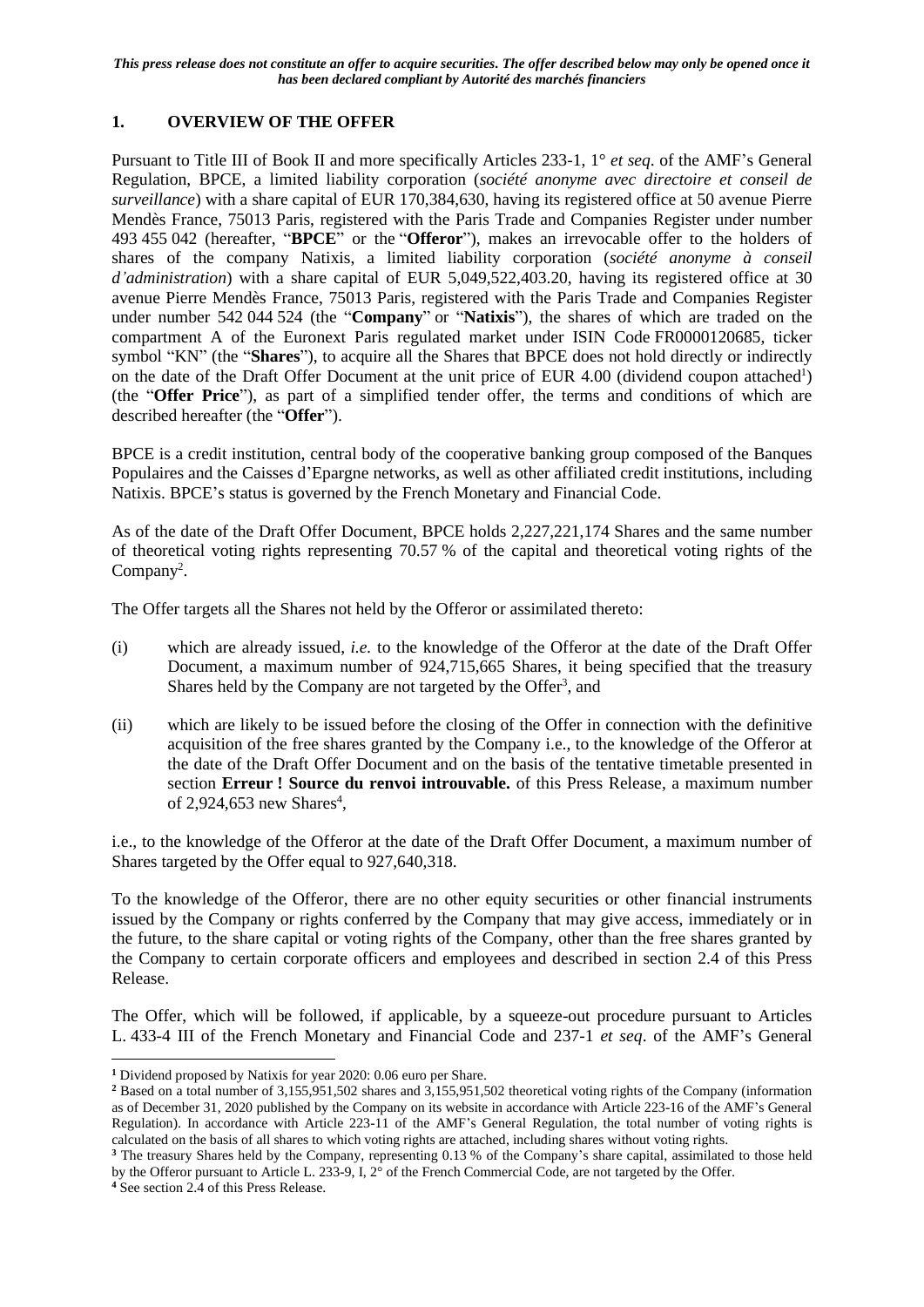*This press release does not constitute an offer to acquire securities. The offer described below may only be opened once it has been declared compliant by Autorité des marchés financiers*

## 1. OVERVIEW OF THE OFFER

Pursuant to Title III of Book II and more specifically Articles 233-1, 1° *et seq*. of the AMF's General Regulation, BPCE, a limited liability corporation (*société anonyme avec directoire et conseil de surveillance*) with a share capital of EUR 170,384,630, having its registered office at 50 avenue Pierre Mendès France, 75013 Paris, registered with the Paris Trade and Companies Register under number 493 455 042 (hereafter, "**BPCE**" or the "**Offeror**"), makes an irrevocable offer to the holders of shares of the company Natixis, a limited liability corporation (*société anonyme à conseil d'administration*) with a share capital of EUR 5,049,522,403.20, having its registered office at 30 avenue Pierre Mendès France, 75013 Paris, registered with the Paris Trade and Companies Register under number 542 044 524 (the "**Company**" or "**Natixis**"), the shares of which are traded on the compartment A of the Euronext Paris regulated market under ISIN Code FR0000120685, ticker symbol "KN" (the "**Shares**"), to acquire all the Shares that BPCE does not hold directly or indirectly on the date of the Draft Offer Document at the unit price of EUR 4.00 (dividend coupon attached[1]) (the "**Offer Price**"), as part of a simplified tender offer, the terms and conditions of which are described hereafter (the "**Offer**").

BPCE is a credit institution, central body of the cooperative banking group composed of the Banques Populaires and the Caisses d'Epargne networks, as well as other affiliated credit institutions, including Natixis. BPCE's status is governed by the French Monetary and Financial Code.

As of the date of the Draft Offer Document, BPCE holds 2,227,221,174 Shares and the same number of theoretical voting rights representing 70.57 % of the capital and theoretical voting rights of the Company[2].

The Offer targets all the Shares not held by the Offeror or assimilated thereto:

(i) which are already issued, *i.e.* to the knowledge of the Offeror at the date of the Draft Offer Document, a maximum number of 924,715,665 Shares, it being specified that the treasury Shares held by the Company are not targeted by the Offer[3], and

(ii) which are likely to be issued before the closing of the Offer in connection with the definitive acquisition of the free shares granted by the Company i.e., to the knowledge of the Offeror at the date of the Draft Offer Document and on the basis of the tentative timetable presented in section **Erreur ! Source du renvoi introuvable.** of this Press Release, a maximum number of 2,924,653 new Shares[4],

i.e., to the knowledge of the Offeror at the date of the Draft Offer Document, a maximum number of Shares targeted by the Offer equal to 927,640,318.

To the knowledge of the Offeror, there are no other equity securities or other financial instruments issued by the Company or rights conferred by the Company that may give access, immediately or in the future, to the share capital or voting rights of the Company, other than the free shares granted by the Company to certain corporate officers and employees and described in section 2.4 of this Press Release.

The Offer, which will be followed, if applicable, by a squeeze-out procedure pursuant to Articles L. 433-4 III of the French Monetary and Financial Code and 237-1 *et seq*. of the AMF's General

---

[1] Dividend proposed by Natixis for year 2020: 0.06 euro per Share.

[2] Based on a total number of 3,155,951,502 shares and 3,155,951,502 theoretical voting rights of the Company (information as of December 31, 2020 published by the Company on its website in accordance with Article 223-16 of the AMF's General Regulation). In accordance with Article 223-11 of the AMF's General Regulation, the total number of voting rights is calculated on the basis of all shares to which voting rights are attached, including shares without voting rights.

[3] The treasury Shares held by the Company, representing 0.13 % of the Company's share capital, assimilated to those held by the Offeror pursuant to Article L. 233-9, I, 2° of the French Commercial Code, are not targeted by the Offer.

[4] See section 2.4 of this Press Release.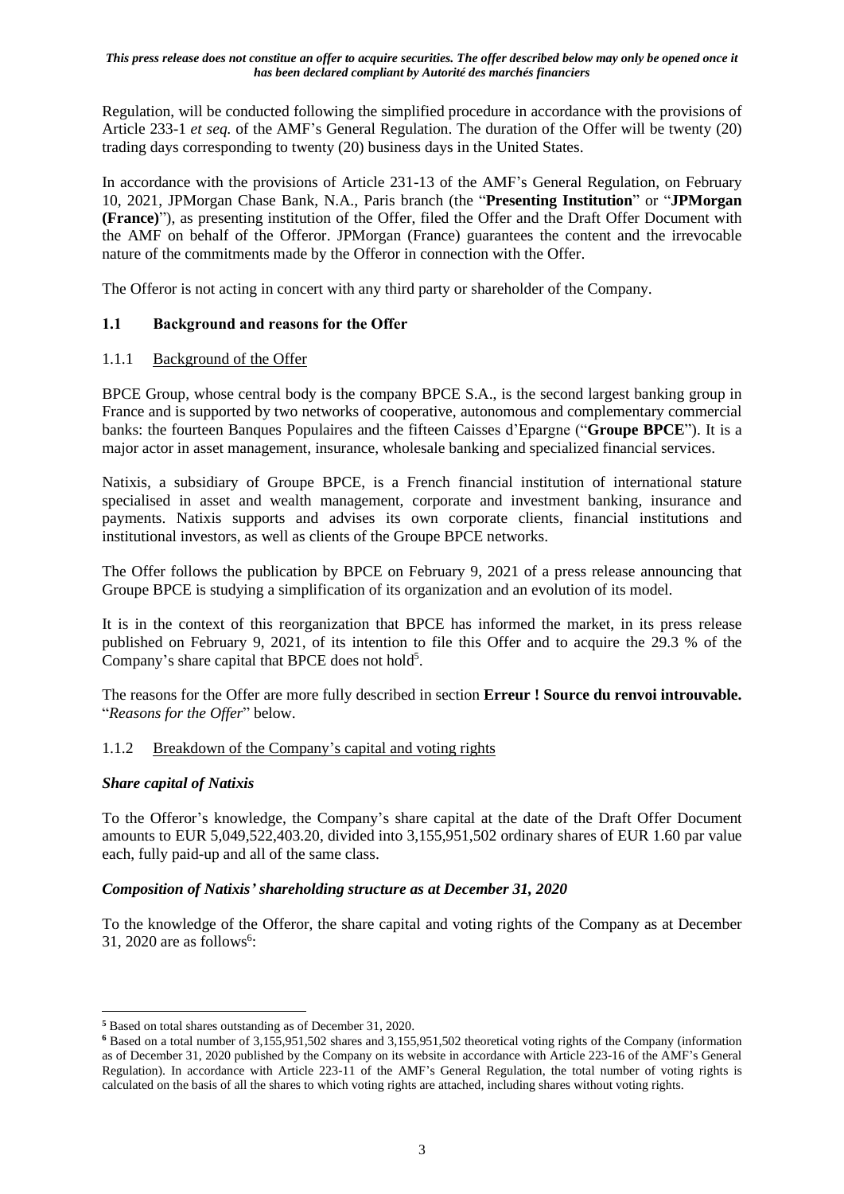Regulation, will be conducted following the simplified procedure in accordance with the provisions of Article 233-1 *et seq.* of the AMF's General Regulation. The duration of the Offer will be twenty (20) trading days corresponding to twenty (20) business days in the United States.

In accordance with the provisions of Article 231-13 of the AMF's General Regulation, on February 10, 2021, JPMorgan Chase Bank, N.A., Paris branch (the "**Presenting Institution**" or "**JPMorgan (France)**"), as presenting institution of the Offer, filed the Offer and the Draft Offer Document with the AMF on behalf of the Offeror. JPMorgan (France) guarantees the content and the irrevocable nature of the commitments made by the Offeror in connection with the Offer.

The Offeror is not acting in concert with any third party or shareholder of the Company.

## 1.1 Background and reasons for the Offer

### 1.1.1 Background of the Offer

BPCE Group, whose central body is the company BPCE S.A., is the second largest banking group in France and is supported by two networks of cooperative, autonomous and complementary commercial banks: the fourteen Banques Populaires and the fifteen Caisses d'Epargne ("**Groupe BPCE**"). It is a major actor in asset management, insurance, wholesale banking and specialized financial services.

Natixis, a subsidiary of Groupe BPCE, is a French financial institution of international stature specialised in asset and wealth management, corporate and investment banking, insurance and payments. Natixis supports and advises its own corporate clients, financial institutions and institutional investors, as well as clients of the Groupe BPCE networks.

The Offer follows the publication by BPCE on February 9, 2021 of a press release announcing that Groupe BPCE is studying a simplification of its organization and an evolution of its model.

It is in the context of this reorganization that BPCE has informed the market, in its press release published on February 9, 2021, of its intention to file this Offer and to acquire the 29.3 % of the Company's share capital that BPCE does not hold[5].

The reasons for the Offer are more fully described in section **Erreur ! Source du renvoi introuvable.** "*Reasons for the Offer*" below.

### 1.1.2 Breakdown of the Company's capital and voting rights

***Share capital of Natixis***

To the Offeror's knowledge, the Company's share capital at the date of the Draft Offer Document amounts to EUR 5,049,522,403.20, divided into 3,155,951,502 ordinary shares of EUR 1.60 par value each, fully paid-up and all of the same class.

***Composition of Natixis' shareholding structure as at December 31, 2020***

To the knowledge of the Offeror, the share capital and voting rights of the Company as at December 31, 2020 are as follows[6]:

---

[5] Based on total shares outstanding as of December 31, 2020.

[6] Based on a total number of 3,155,951,502 shares and 3,155,951,502 theoretical voting rights of the Company (information as of December 31, 2020 published by the Company on its website in accordance with Article 223-16 of the AMF's General Regulation). In accordance with Article 223-11 of the AMF's General Regulation, the total number of voting rights is calculated on the basis of all the shares to which voting rights are attached, including shares without voting rights.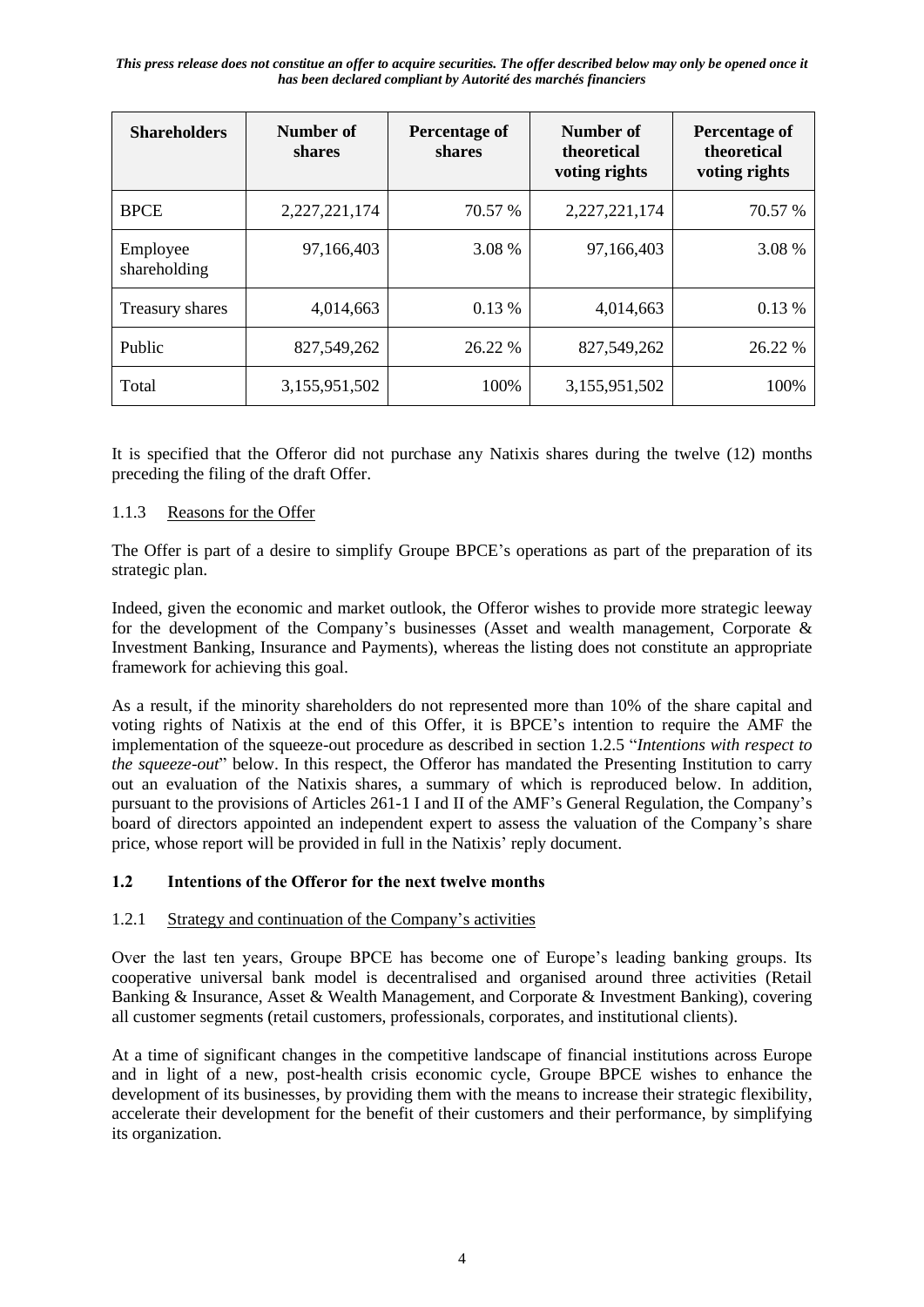| Shareholders | Number of shares | Percentage of shares | Number of theoretical voting rights | Percentage of theoretical voting rights |
|---|---|---|---|---|
| BPCE | 2,227,221,174 | 70.57 % | 2,227,221,174 | 70.57 % |
| Employee shareholding | 97,166,403 | 3.08 % | 97,166,403 | 3.08 % |
| Treasury shares | 4,014,663 | 0.13 % | 4,014,663 | 0.13 % |
| Public | 827,549,262 | 26.22 % | 827,549,262 | 26.22 % |
| Total | 3,155,951,502 | 100% | 3,155,951,502 | 100% |

It is specified that the Offeror did not purchase any Natixis shares during the twelve (12) months preceding the filing of the draft Offer.

#### 1.1.3 Reasons for the Offer

The Offer is part of a desire to simplify Groupe BPCE's operations as part of the preparation of its strategic plan.

Indeed, given the economic and market outlook, the Offeror wishes to provide more strategic leeway for the development of the Company's businesses (Asset and wealth management, Corporate & Investment Banking, Insurance and Payments), whereas the listing does not constitute an appropriate framework for achieving this goal.

As a result, if the minority shareholders do not represented more than 10% of the share capital and voting rights of Natixis at the end of this Offer, it is BPCE's intention to require the AMF the implementation of the squeeze-out procedure as described in section 1.2.5 "*Intentions with respect to the squeeze-out*" below. In this respect, the Offeror has mandated the Presenting Institution to carry out an evaluation of the Natixis shares, a summary of which is reproduced below. In addition, pursuant to the provisions of Articles 261-1 I and II of the AMF's General Regulation, the Company's board of directors appointed an independent expert to assess the valuation of the Company's share price, whose report will be provided in full in the Natixis' reply document.

### 1.2 Intentions of the Offeror for the next twelve months

#### 1.2.1 Strategy and continuation of the Company's activities

Over the last ten years, Groupe BPCE has become one of Europe's leading banking groups. Its cooperative universal bank model is decentralised and organised around three activities (Retail Banking & Insurance, Asset & Wealth Management, and Corporate & Investment Banking), covering all customer segments (retail customers, professionals, corporates, and institutional clients).

At a time of significant changes in the competitive landscape of financial institutions across Europe and in light of a new, post-health crisis economic cycle, Groupe BPCE wishes to enhance the development of its businesses, by providing them with the means to increase their strategic flexibility, accelerate their development for the benefit of their customers and their performance, by simplifying its organization.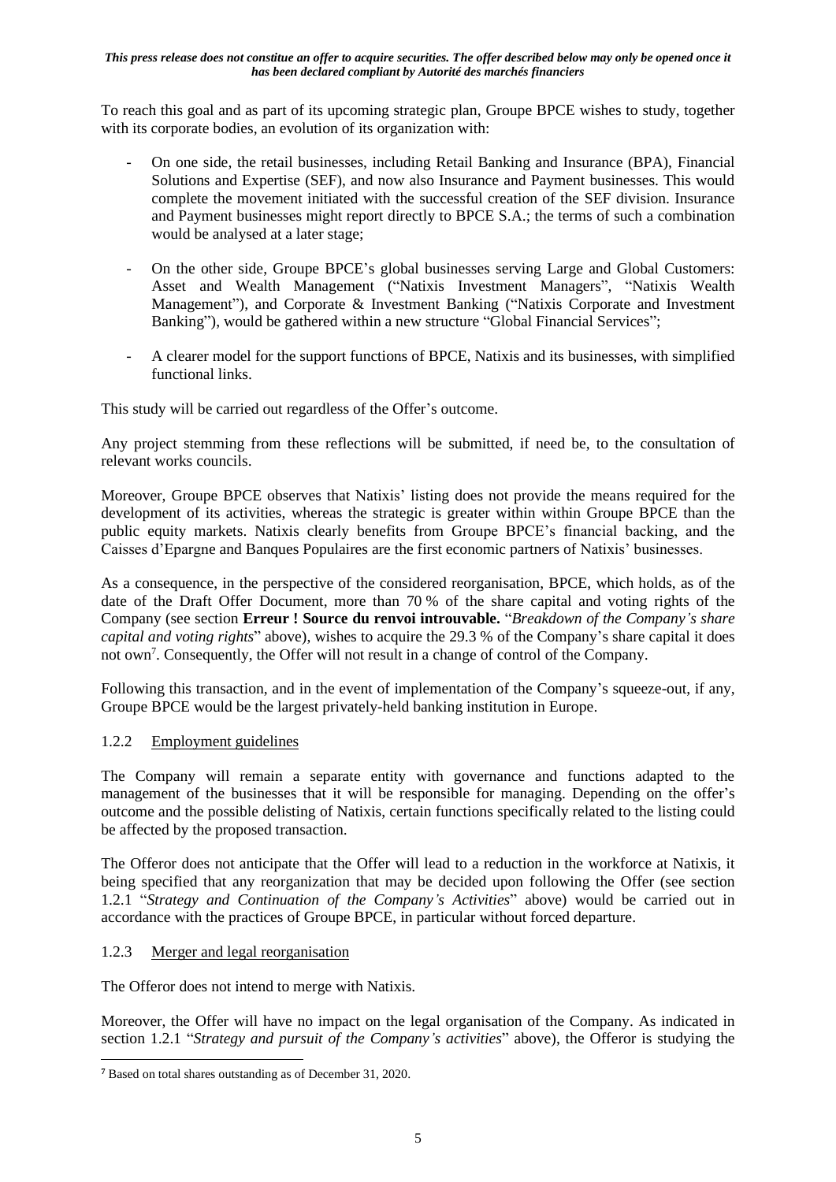To reach this goal and as part of its upcoming strategic plan, Groupe BPCE wishes to study, together with its corporate bodies, an evolution of its organization with:

- On one side, the retail businesses, including Retail Banking and Insurance (BPA), Financial Solutions and Expertise (SEF), and now also Insurance and Payment businesses. This would complete the movement initiated with the successful creation of the SEF division. Insurance and Payment businesses might report directly to BPCE S.A.; the terms of such a combination would be analysed at a later stage;
- On the other side, Groupe BPCE's global businesses serving Large and Global Customers: Asset and Wealth Management ("Natixis Investment Managers", "Natixis Wealth Management"), and Corporate & Investment Banking ("Natixis Corporate and Investment Banking"), would be gathered within a new structure "Global Financial Services";
- A clearer model for the support functions of BPCE, Natixis and its businesses, with simplified functional links.

This study will be carried out regardless of the Offer's outcome.

Any project stemming from these reflections will be submitted, if need be, to the consultation of relevant works councils.

Moreover, Groupe BPCE observes that Natixis' listing does not provide the means required for the development of its activities, whereas the strategic is greater within within Groupe BPCE than the public equity markets. Natixis clearly benefits from Groupe BPCE's financial backing, and the Caisses d'Epargne and Banques Populaires are the first economic partners of Natixis' businesses.

As a consequence, in the perspective of the considered reorganisation, BPCE, which holds, as of the date of the Draft Offer Document, more than 70 % of the share capital and voting rights of the Company (see section **Erreur ! Source du renvoi introuvable.** "*Breakdown of the Company's share capital and voting rights*" above), wishes to acquire the 29.3 % of the Company's share capital it does not own[7]. Consequently, the Offer will not result in a change of control of the Company.

Following this transaction, and in the event of implementation of the Company's squeeze-out, if any, Groupe BPCE would be the largest privately-held banking institution in Europe.

### 1.2.2 Employment guidelines

The Company will remain a separate entity with governance and functions adapted to the management of the businesses that it will be responsible for managing. Depending on the offer's outcome and the possible delisting of Natixis, certain functions specifically related to the listing could be affected by the proposed transaction.

The Offeror does not anticipate that the Offer will lead to a reduction in the workforce at Natixis, it being specified that any reorganization that may be decided upon following the Offer (see section 1.2.1 "*Strategy and Continuation of the Company's Activities*" above) would be carried out in accordance with the practices of Groupe BPCE, in particular without forced departure.

### 1.2.3 Merger and legal reorganisation

The Offeror does not intend to merge with Natixis.

Moreover, the Offer will have no impact on the legal organisation of the Company. As indicated in section 1.2.1 "*Strategy and pursuit of the Company's activities*" above), the Offeror is studying the

[7] Based on total shares outstanding as of December 31, 2020.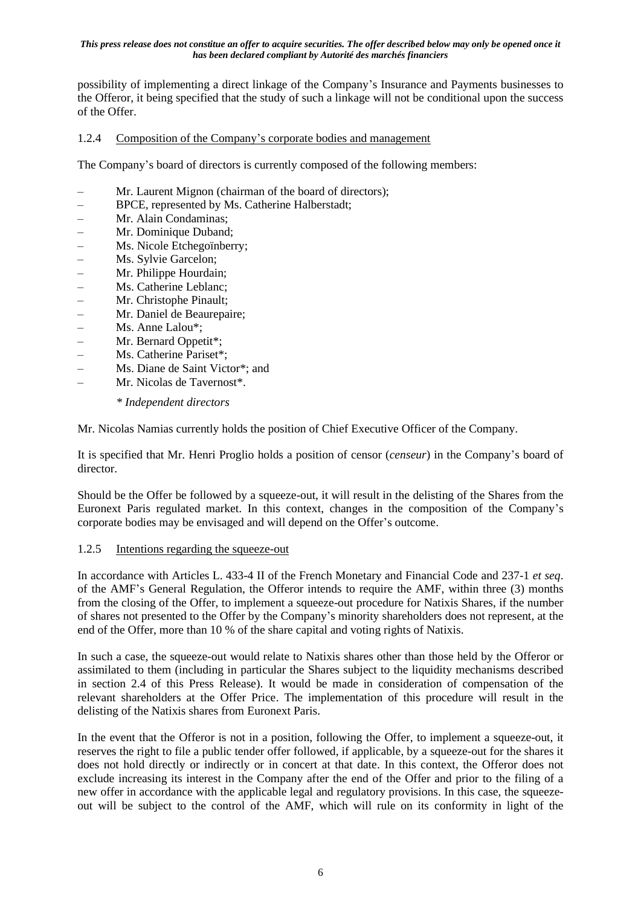possibility of implementing a direct linkage of the Company's Insurance and Payments businesses to the Offeror, it being specified that the study of such a linkage will not be conditional upon the success of the Offer.

### 1.2.4 Composition of the Company's corporate bodies and management

The Company's board of directors is currently composed of the following members:

- Mr. Laurent Mignon (chairman of the board of directors);
- BPCE, represented by Ms. Catherine Halberstadt;
- Mr. Alain Condaminas;
- Mr. Dominique Duband;
- Ms. Nicole Etchegoïnberry;
- Ms. Sylvie Garcelon;
- Mr. Philippe Hourdain;
- Ms. Catherine Leblanc;
- Mr. Christophe Pinault;
- Mr. Daniel de Beaurepaire;
- Ms. Anne Lalou*;
- Mr. Bernard Oppetit*;
- Ms. Catherine Pariset*;
- Ms. Diane de Saint Victor*; and
- Mr. Nicolas de Tavernost*.

*\* Independent directors*

Mr. Nicolas Namias currently holds the position of Chief Executive Officer of the Company.

It is specified that Mr. Henri Proglio holds a position of censor (*censeur*) in the Company's board of director.

Should be the Offer be followed by a squeeze-out, it will result in the delisting of the Shares from the Euronext Paris regulated market. In this context, changes in the composition of the Company's corporate bodies may be envisaged and will depend on the Offer's outcome.

### 1.2.5 Intentions regarding the squeeze-out

In accordance with Articles L. 433-4 II of the French Monetary and Financial Code and 237-1 *et seq*. of the AMF's General Regulation, the Offeror intends to require the AMF, within three (3) months from the closing of the Offer, to implement a squeeze-out procedure for Natixis Shares, if the number of shares not presented to the Offer by the Company's minority shareholders does not represent, at the end of the Offer, more than 10 % of the share capital and voting rights of Natixis.

In such a case, the squeeze-out would relate to Natixis shares other than those held by the Offeror or assimilated to them (including in particular the Shares subject to the liquidity mechanisms described in section 2.4 of this Press Release). It would be made in consideration of compensation of the relevant shareholders at the Offer Price. The implementation of this procedure will result in the delisting of the Natixis shares from Euronext Paris.

In the event that the Offeror is not in a position, following the Offer, to implement a squeeze-out, it reserves the right to file a public tender offer followed, if applicable, by a squeeze-out for the shares it does not hold directly or indirectly or in concert at that date. In this context, the Offeror does not exclude increasing its interest in the Company after the end of the Offer and prior to the filing of a new offer in accordance with the applicable legal and regulatory provisions. In this case, the squeeze-out will be subject to the control of the AMF, which will rule on its conformity in light of the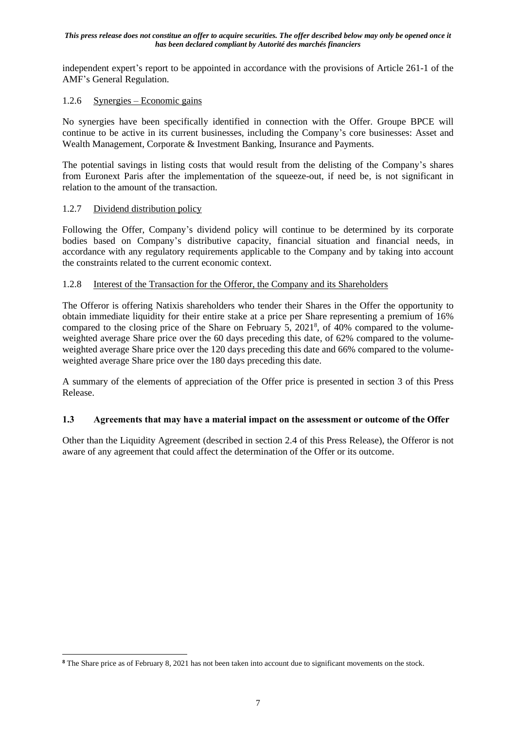independent expert's report to be appointed in accordance with the provisions of Article 261-1 of the AMF's General Regulation.

#### 1.2.6 Synergies – Economic gains

No synergies have been specifically identified in connection with the Offer. Groupe BPCE will continue to be active in its current businesses, including the Company's core businesses: Asset and Wealth Management, Corporate & Investment Banking, Insurance and Payments.

The potential savings in listing costs that would result from the delisting of the Company's shares from Euronext Paris after the implementation of the squeeze-out, if need be, is not significant in relation to the amount of the transaction.

#### 1.2.7 Dividend distribution policy

Following the Offer, Company's dividend policy will continue to be determined by its corporate bodies based on Company's distributive capacity, financial situation and financial needs, in accordance with any regulatory requirements applicable to the Company and by taking into account the constraints related to the current economic context.

#### 1.2.8 Interest of the Transaction for the Offeror, the Company and its Shareholders

The Offeror is offering Natixis shareholders who tender their Shares in the Offer the opportunity to obtain immediate liquidity for their entire stake at a price per Share representing a premium of 16% compared to the closing price of the Share on February 5, 2021[8], of 40% compared to the volume-weighted average Share price over the 60 days preceding this date, of 62% compared to the volume-weighted average Share price over the 120 days preceding this date and 66% compared to the volume-weighted average Share price over the 180 days preceding this date.

A summary of the elements of appreciation of the Offer price is presented in section 3 of this Press Release.

### 1.3 Agreements that may have a material impact on the assessment or outcome of the Offer

Other than the Liquidity Agreement (described in section 2.4 of this Press Release), the Offeror is not aware of any agreement that could affect the determination of the Offer or its outcome.

[8] The Share price as of February 8, 2021 has not been taken into account due to significant movements on the stock.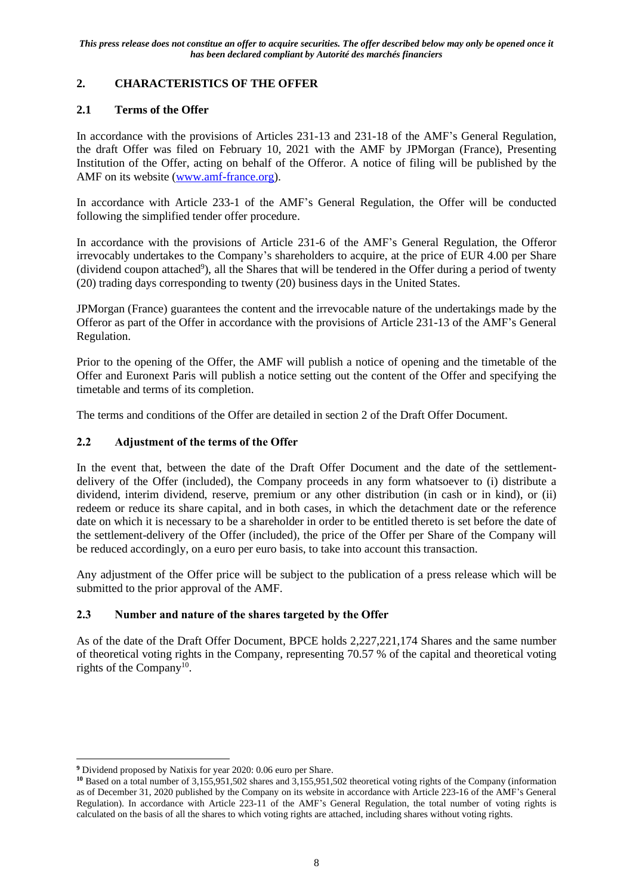*This press release does not constitue an offer to acquire securities. The offer described below may only be opened once it has been declared compliant by Autorité des marchés financiers*

## 2. CHARACTERISTICS OF THE OFFER

### 2.1 Terms of the Offer

In accordance with the provisions of Articles 231-13 and 231-18 of the AMF's General Regulation, the draft Offer was filed on February 10, 2021 with the AMF by JPMorgan (France), Presenting Institution of the Offer, acting on behalf of the Offeror. A notice of filing will be published by the AMF on its website (www.amf-france.org).

In accordance with Article 233-1 of the AMF's General Regulation, the Offer will be conducted following the simplified tender offer procedure.

In accordance with the provisions of Article 231-6 of the AMF's General Regulation, the Offeror irrevocably undertakes to the Company's shareholders to acquire, at the price of EUR 4.00 per Share (dividend coupon attached[9]), all the Shares that will be tendered in the Offer during a period of twenty (20) trading days corresponding to twenty (20) business days in the United States.

JPMorgan (France) guarantees the content and the irrevocable nature of the undertakings made by the Offeror as part of the Offer in accordance with the provisions of Article 231-13 of the AMF's General Regulation.

Prior to the opening of the Offer, the AMF will publish a notice of opening and the timetable of the Offer and Euronext Paris will publish a notice setting out the content of the Offer and specifying the timetable and terms of its completion.

The terms and conditions of the Offer are detailed in section 2 of the Draft Offer Document.

### 2.2 Adjustment of the terms of the Offer

In the event that, between the date of the Draft Offer Document and the date of the settlement-delivery of the Offer (included), the Company proceeds in any form whatsoever to (i) distribute a dividend, interim dividend, reserve, premium or any other distribution (in cash or in kind), or (ii) redeem or reduce its share capital, and in both cases, in which the detachment date or the reference date on which it is necessary to be a shareholder in order to be entitled thereto is set before the date of the settlement-delivery of the Offer (included), the price of the Offer per Share of the Company will be reduced accordingly, on a euro per euro basis, to take into account this transaction.

Any adjustment of the Offer price will be subject to the publication of a press release which will be submitted to the prior approval of the AMF.

### 2.3 Number and nature of the shares targeted by the Offer

As of the date of the Draft Offer Document, BPCE holds 2,227,221,174 Shares and the same number of theoretical voting rights in the Company, representing 70.57 % of the capital and theoretical voting rights of the Company[10].

---

[9] Dividend proposed by Natixis for year 2020: 0.06 euro per Share.

[10] Based on a total number of 3,155,951,502 shares and 3,155,951,502 theoretical voting rights of the Company (information as of December 31, 2020 published by the Company on its website in accordance with Article 223-16 of the AMF's General Regulation). In accordance with Article 223-11 of the AMF's General Regulation, the total number of voting rights is calculated on the basis of all the shares to which voting rights are attached, including shares without voting rights.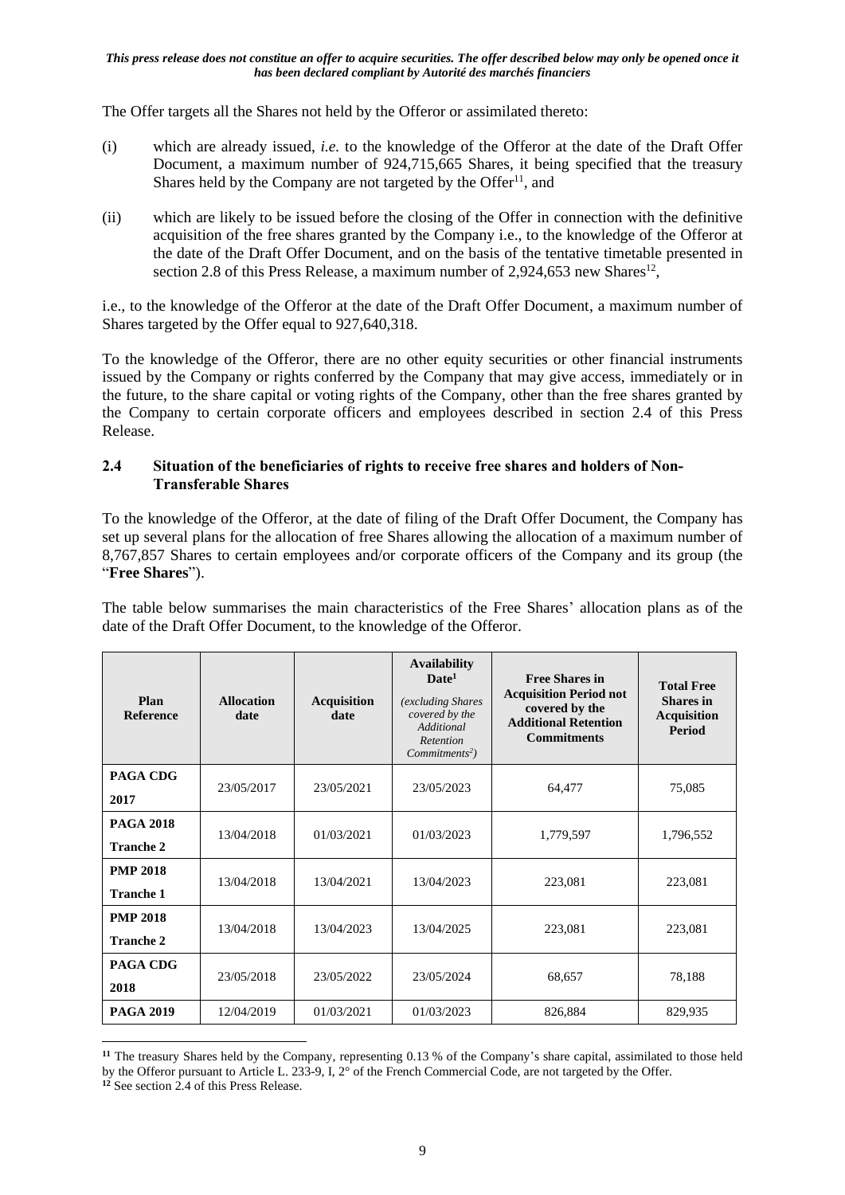The Offer targets all the Shares not held by the Offeror or assimilated thereto:

(i) which are already issued, *i.e.* to the knowledge of the Offeror at the date of the Draft Offer Document, a maximum number of 924,715,665 Shares, it being specified that the treasury Shares held by the Company are not targeted by the Offer[11], and

(ii) which are likely to be issued before the closing of the Offer in connection with the definitive acquisition of the free shares granted by the Company i.e., to the knowledge of the Offeror at the date of the Draft Offer Document, and on the basis of the tentative timetable presented in section 2.8 of this Press Release, a maximum number of 2,924,653 new Shares[12],

i.e., to the knowledge of the Offeror at the date of the Draft Offer Document, a maximum number of Shares targeted by the Offer equal to 927,640,318.

To the knowledge of the Offeror, there are no other equity securities or other financial instruments issued by the Company or rights conferred by the Company that may give access, immediately or in the future, to the share capital or voting rights of the Company, other than the free shares granted by the Company to certain corporate officers and employees described in section 2.4 of this Press Release.

## 2.4 Situation of the beneficiaries of rights to receive free shares and holders of Non-Transferable Shares

To the knowledge of the Offeror, at the date of filing of the Draft Offer Document, the Company has set up several plans for the allocation of free Shares allowing the allocation of a maximum number of 8,767,857 Shares to certain employees and/or corporate officers of the Company and its group (the "**Free Shares**").

The table below summarises the main characteristics of the Free Shares' allocation plans as of the date of the Draft Offer Document, to the knowledge of the Offeror.

| Plan Reference | Allocation date | Acquisition date | Availability Date[1] *(excluding Shares covered by the Additional Retention Commitments[2])* | Free Shares in Acquisition Period not covered by the Additional Retention Commitments | Total Free Shares in Acquisition Period |
|---|---|---|---|---|---|
| **PAGA CDG 2017** | 23/05/2017 | 23/05/2021 | 23/05/2023 | 64,477 | 75,085 |
| **PAGA 2018 Tranche 2** | 13/04/2018 | 01/03/2021 | 01/03/2023 | 1,779,597 | 1,796,552 |
| **PMP 2018 Tranche 1** | 13/04/2018 | 13/04/2021 | 13/04/2023 | 223,081 | 223,081 |
| **PMP 2018 Tranche 2** | 13/04/2018 | 13/04/2023 | 13/04/2025 | 223,081 | 223,081 |
| **PAGA CDG 2018** | 23/05/2018 | 23/05/2022 | 23/05/2024 | 68,657 | 78,188 |
| **PAGA 2019** | 12/04/2019 | 01/03/2021 | 01/03/2023 | 826,884 | 829,935 |

[11] The treasury Shares held by the Company, representing 0.13 % of the Company's share capital, assimilated to those held by the Offeror pursuant to Article L. 233-9, I, 2° of the French Commercial Code, are not targeted by the Offer.

[12] See section 2.4 of this Press Release.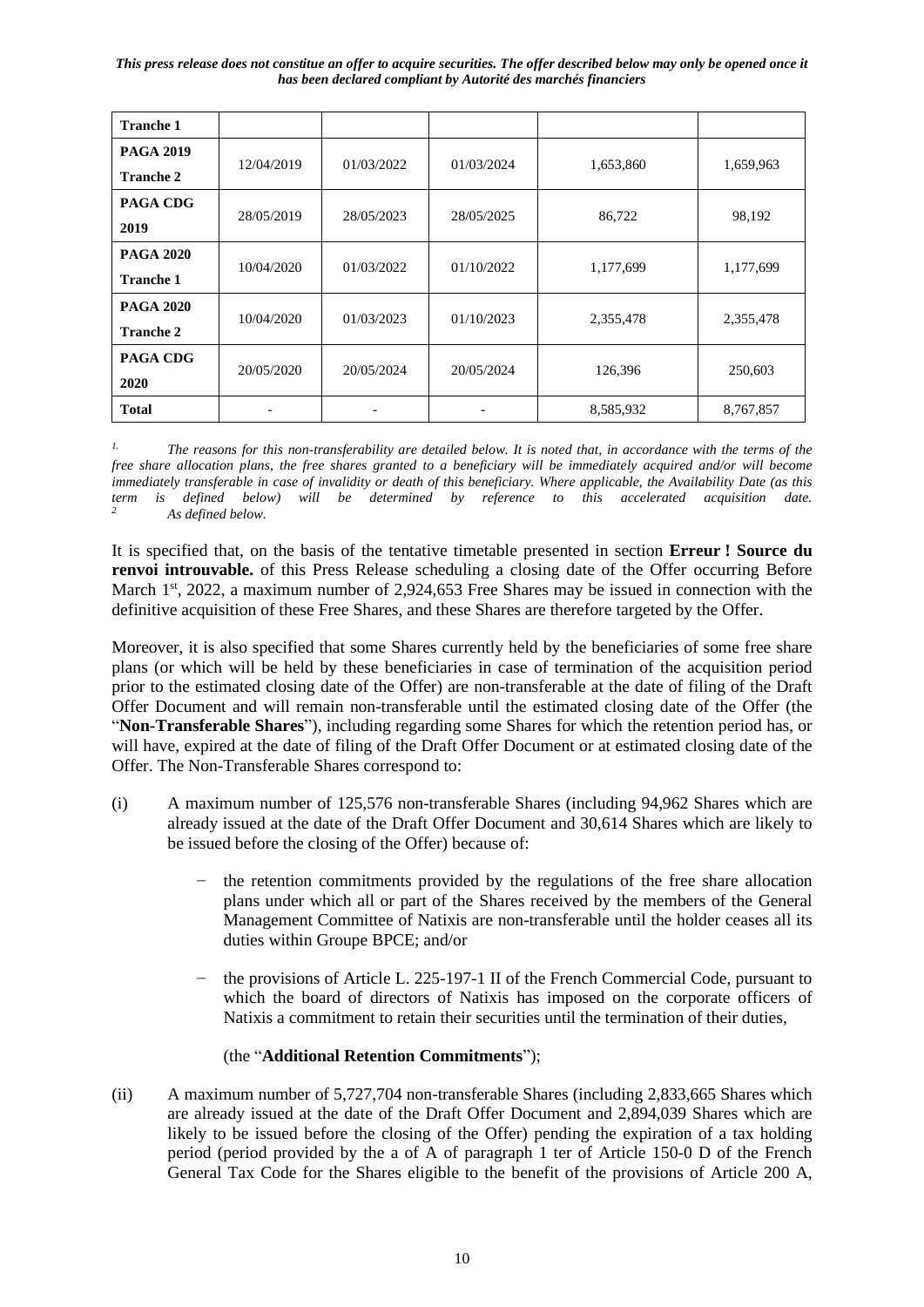*This press release does not constitue an offer to acquire securities. The offer described below may only be opened once it has been declared compliant by Autorité des marchés financiers*

| Tranche 1 | | | | | |
|---|---|---|---|---|---|
| **PAGA 2019 Tranche 2** | 12/04/2019 | 01/03/2022 | 01/03/2024 | 1,653,860 | 1,659,963 |
| **PAGA CDG 2019** | 28/05/2019 | 28/05/2023 | 28/05/2025 | 86,722 | 98,192 |
| **PAGA 2020 Tranche 1** | 10/04/2020 | 01/03/2022 | 01/10/2022 | 1,177,699 | 1,177,699 |
| **PAGA 2020 Tranche 2** | 10/04/2020 | 01/03/2023 | 01/10/2023 | 2,355,478 | 2,355,478 |
| **PAGA CDG 2020** | 20/05/2020 | 20/05/2024 | 20/05/2024 | 126,396 | 250,603 |
| **Total** | - | - | - | 8,585,932 | 8,767,857 |

*1. The reasons for this non-transferability are detailed below. It is noted that, in accordance with the terms of the free share allocation plans, the free shares granted to a beneficiary will be immediately acquired and/or will become immediately transferable in case of invalidity or death of this beneficiary. Where applicable, the Availability Date (as this term is defined below) will be determined by reference to this accelerated acquisition date.*
*2 As defined below.*

It is specified that, on the basis of the tentative timetable presented in section **Erreur ! Source du renvoi introuvable.** of this Press Release scheduling a closing date of the Offer occurring Before March 1st, 2022, a maximum number of 2,924,653 Free Shares may be issued in connection with the definitive acquisition of these Free Shares, and these Shares are therefore targeted by the Offer.

Moreover, it is also specified that some Shares currently held by the beneficiaries of some free share plans (or which will be held by these beneficiaries in case of termination of the acquisition period prior to the estimated closing date of the Offer) are non-transferable at the date of filing of the Draft Offer Document and will remain non-transferable until the estimated closing date of the Offer (the "**Non-Transferable Shares**"), including regarding some Shares for which the retention period has, or will have, expired at the date of filing of the Draft Offer Document or at estimated closing date of the Offer. The Non-Transferable Shares correspond to:

(i) A maximum number of 125,576 non-transferable Shares (including 94,962 Shares which are already issued at the date of the Draft Offer Document and 30,614 Shares which are likely to be issued before the closing of the Offer) because of:

- the retention commitments provided by the regulations of the free share allocation plans under which all or part of the Shares received by the members of the General Management Committee of Natixis are non-transferable until the holder ceases all its duties within Groupe BPCE; and/or
- the provisions of Article L. 225-197-1 II of the French Commercial Code, pursuant to which the board of directors of Natixis has imposed on the corporate officers of Natixis a commitment to retain their securities until the termination of their duties,

(the "**Additional Retention Commitments**");

(ii) A maximum number of 5,727,704 non-transferable Shares (including 2,833,665 Shares which are already issued at the date of the Draft Offer Document and 2,894,039 Shares which are likely to be issued before the closing of the Offer) pending the expiration of a tax holding period (period provided by the a of A of paragraph 1 ter of Article 150-0 D of the French General Tax Code for the Shares eligible to the benefit of the provisions of Article 200 A,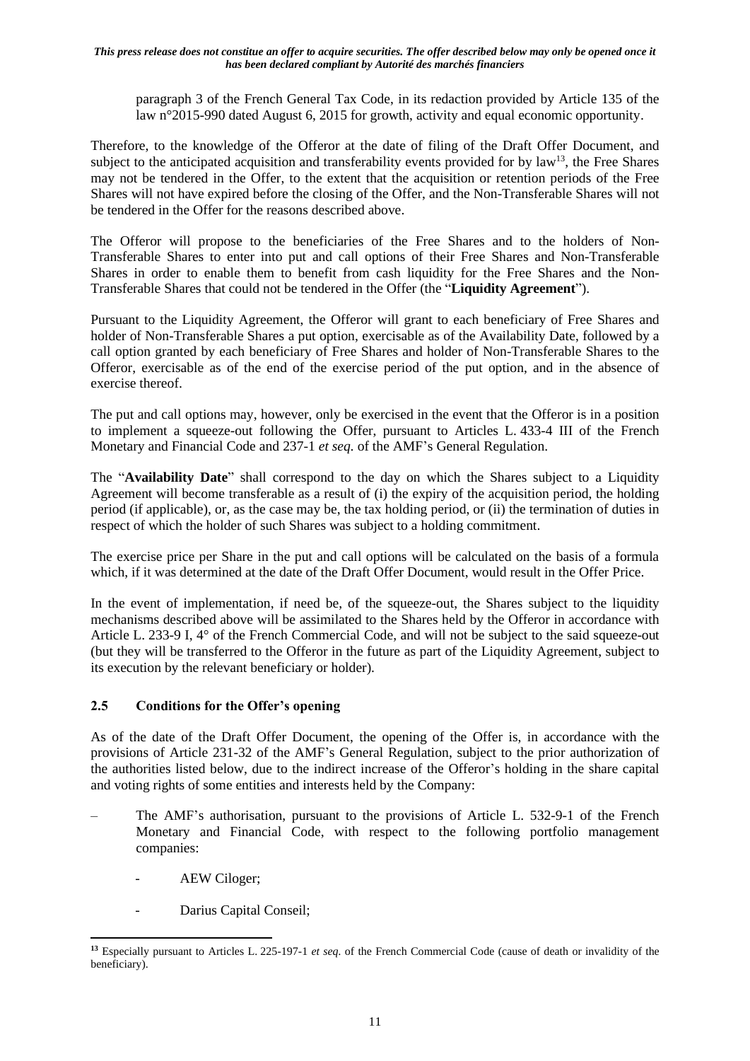paragraph 3 of the French General Tax Code, in its redaction provided by Article 135 of the law n°2015-990 dated August 6, 2015 for growth, activity and equal economic opportunity.

Therefore, to the knowledge of the Offeror at the date of filing of the Draft Offer Document, and subject to the anticipated acquisition and transferability events provided for by law[13], the Free Shares may not be tendered in the Offer, to the extent that the acquisition or retention periods of the Free Shares will not have expired before the closing of the Offer, and the Non-Transferable Shares will not be tendered in the Offer for the reasons described above.

The Offeror will propose to the beneficiaries of the Free Shares and to the holders of Non-Transferable Shares to enter into put and call options of their Free Shares and Non-Transferable Shares in order to enable them to benefit from cash liquidity for the Free Shares and the Non-Transferable Shares that could not be tendered in the Offer (the "**Liquidity Agreement**").

Pursuant to the Liquidity Agreement, the Offeror will grant to each beneficiary of Free Shares and holder of Non-Transferable Shares a put option, exercisable as of the Availability Date, followed by a call option granted by each beneficiary of Free Shares and holder of Non-Transferable Shares to the Offeror, exercisable as of the end of the exercise period of the put option, and in the absence of exercise thereof.

The put and call options may, however, only be exercised in the event that the Offeror is in a position to implement a squeeze-out following the Offer, pursuant to Articles L. 433-4 III of the French Monetary and Financial Code and 237-1 *et seq.* of the AMF's General Regulation.

The "**Availability Date**" shall correspond to the day on which the Shares subject to a Liquidity Agreement will become transferable as a result of (i) the expiry of the acquisition period, the holding period (if applicable), or, as the case may be, the tax holding period, or (ii) the termination of duties in respect of which the holder of such Shares was subject to a holding commitment.

The exercise price per Share in the put and call options will be calculated on the basis of a formula which, if it was determined at the date of the Draft Offer Document, would result in the Offer Price.

In the event of implementation, if need be, of the squeeze-out, the Shares subject to the liquidity mechanisms described above will be assimilated to the Shares held by the Offeror in accordance with Article L. 233-9 I, 4° of the French Commercial Code, and will not be subject to the said squeeze-out (but they will be transferred to the Offeror in the future as part of the Liquidity Agreement, subject to its execution by the relevant beneficiary or holder).

## 2.5 Conditions for the Offer's opening

As of the date of the Draft Offer Document, the opening of the Offer is, in accordance with the provisions of Article 231-32 of the AMF's General Regulation, subject to the prior authorization of the authorities listed below, due to the indirect increase of the Offeror's holding in the share capital and voting rights of some entities and interests held by the Company:

– The AMF's authorisation, pursuant to the provisions of Article L. 532-9-1 of the French Monetary and Financial Code, with respect to the following portfolio management companies:

  - AEW Ciloger;

  - Darius Capital Conseil;

[13] Especially pursuant to Articles L. 225-197-1 *et seq.* of the French Commercial Code (cause of death or invalidity of the beneficiary).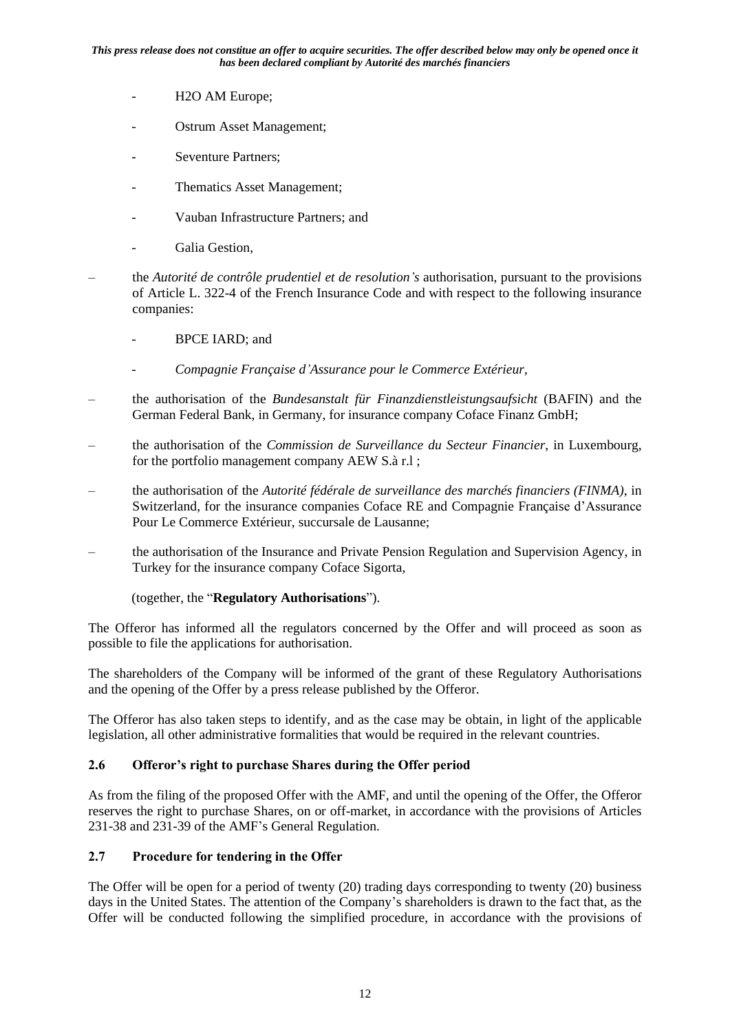- H2O AM Europe;
- Ostrum Asset Management;
- Seventure Partners;
- Thematics Asset Management;
- Vauban Infrastructure Partners; and
- Galia Gestion,

– the *Autorité de contrôle prudentiel et de resolution's* authorisation, pursuant to the provisions of Article L. 322-4 of the French Insurance Code and with respect to the following insurance companies:

  - BPCE IARD; and
  - *Compagnie Française d'Assurance pour le Commerce Extérieur*,

– the authorisation of the *Bundesanstalt für Finanzdienstleistungsaufsicht* (BAFIN) and the German Federal Bank, in Germany, for insurance company Coface Finanz GmbH;

– the authorisation of the *Commission de Surveillance du Secteur Financier*, in Luxembourg, for the portfolio management company AEW S.à r.l ;

– the authorisation of the *Autorité fédérale de surveillance des marchés financiers (FINMA)*, in Switzerland, for the insurance companies Coface RE and Compagnie Française d'Assurance Pour Le Commerce Extérieur, succursale de Lausanne;

– the authorisation of the Insurance and Private Pension Regulation and Supervision Agency, in Turkey for the insurance company Coface Sigorta,

(together, the "**Regulatory Authorisations**").

The Offeror has informed all the regulators concerned by the Offer and will proceed as soon as possible to file the applications for authorisation.

The shareholders of the Company will be informed of the grant of these Regulatory Authorisations and the opening of the Offer by a press release published by the Offeror.

The Offeror has also taken steps to identify, and as the case may be obtain, in light of the applicable legislation, all other administrative formalities that would be required in the relevant countries.

### 2.6 Offeror's right to purchase Shares during the Offer period

As from the filing of the proposed Offer with the AMF, and until the opening of the Offer, the Offeror reserves the right to purchase Shares, on or off-market, in accordance with the provisions of Articles 231-38 and 231-39 of the AMF's General Regulation.

### 2.7 Procedure for tendering in the Offer

The Offer will be open for a period of twenty (20) trading days corresponding to twenty (20) business days in the United States. The attention of the Company's shareholders is drawn to the fact that, as the Offer will be conducted following the simplified procedure, in accordance with the provisions of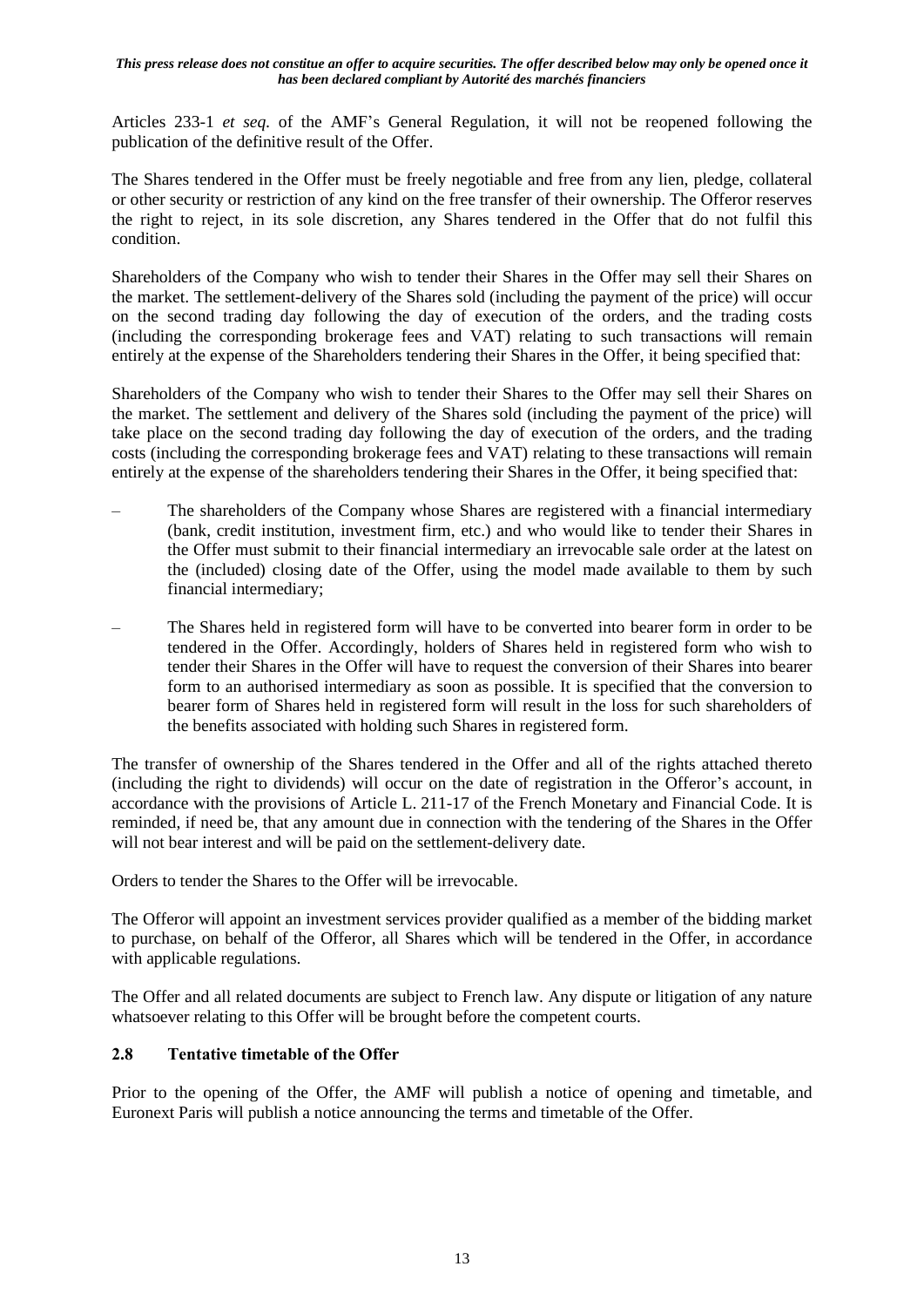Articles 233-1 *et seq.* of the AMF's General Regulation, it will not be reopened following the publication of the definitive result of the Offer.

The Shares tendered in the Offer must be freely negotiable and free from any lien, pledge, collateral or other security or restriction of any kind on the free transfer of their ownership. The Offeror reserves the right to reject, in its sole discretion, any Shares tendered in the Offer that do not fulfil this condition.

Shareholders of the Company who wish to tender their Shares in the Offer may sell their Shares on the market. The settlement-delivery of the Shares sold (including the payment of the price) will occur on the second trading day following the day of execution of the orders, and the trading costs (including the corresponding brokerage fees and VAT) relating to such transactions will remain entirely at the expense of the Shareholders tendering their Shares in the Offer, it being specified that:

Shareholders of the Company who wish to tender their Shares to the Offer may sell their Shares on the market. The settlement and delivery of the Shares sold (including the payment of the price) will take place on the second trading day following the day of execution of the orders, and the trading costs (including the corresponding brokerage fees and VAT) relating to these transactions will remain entirely at the expense of the shareholders tendering their Shares in the Offer, it being specified that:

- The shareholders of the Company whose Shares are registered with a financial intermediary (bank, credit institution, investment firm, etc.) and who would like to tender their Shares in the Offer must submit to their financial intermediary an irrevocable sale order at the latest on the (included) closing date of the Offer, using the model made available to them by such financial intermediary;
- The Shares held in registered form will have to be converted into bearer form in order to be tendered in the Offer. Accordingly, holders of Shares held in registered form who wish to tender their Shares in the Offer will have to request the conversion of their Shares into bearer form to an authorised intermediary as soon as possible. It is specified that the conversion to bearer form of Shares held in registered form will result in the loss for such shareholders of the benefits associated with holding such Shares in registered form.

The transfer of ownership of the Shares tendered in the Offer and all of the rights attached thereto (including the right to dividends) will occur on the date of registration in the Offeror's account, in accordance with the provisions of Article L. 211-17 of the French Monetary and Financial Code. It is reminded, if need be, that any amount due in connection with the tendering of the Shares in the Offer will not bear interest and will be paid on the settlement-delivery date.

Orders to tender the Shares to the Offer will be irrevocable.

The Offeror will appoint an investment services provider qualified as a member of the bidding market to purchase, on behalf of the Offeror, all Shares which will be tendered in the Offer, in accordance with applicable regulations.

The Offer and all related documents are subject to French law. Any dispute or litigation of any nature whatsoever relating to this Offer will be brought before the competent courts.

## 2.8 Tentative timetable of the Offer

Prior to the opening of the Offer, the AMF will publish a notice of opening and timetable, and Euronext Paris will publish a notice announcing the terms and timetable of the Offer.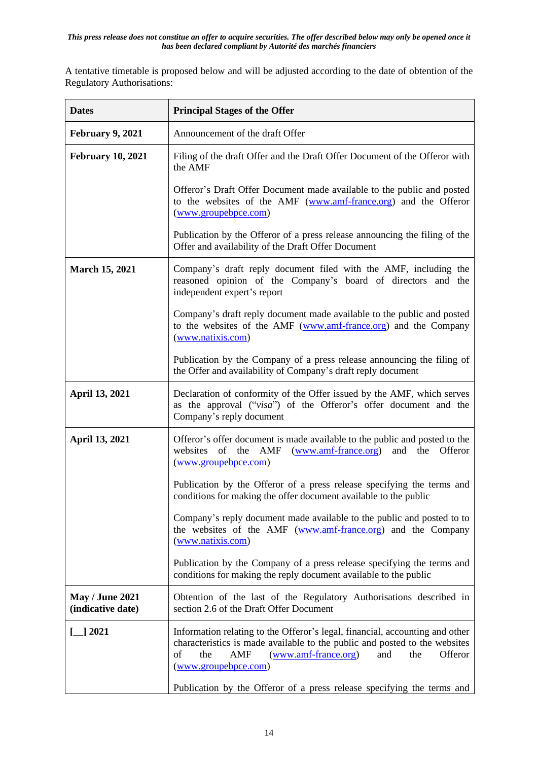*This press release does not constitue an offer to acquire securities. The offer described below may only be opened once it has been declared compliant by Autorité des marchés financiers*

A tentative timetable is proposed below and will be adjusted according to the date of obtention of the Regulatory Authorisations:

| Dates | Principal Stages of the Offer |
|---|---|
| **February 9, 2021** | Announcement of the draft Offer |
| **February 10, 2021** | Filing of the draft Offer and the Draft Offer Document of the Offeror with the AMF<br><br>Offeror's Draft Offer Document made available to the public and posted to the websites of the AMF (www.amf-france.org) and the Offeror (www.groupebpce.com)<br><br>Publication by the Offeror of a press release announcing the filing of the Offer and availability of the Draft Offer Document |
| **March 15, 2021** | Company's draft reply document filed with the AMF, including the reasoned opinion of the Company's board of directors and the independent expert's report<br><br>Company's draft reply document made available to the public and posted to the websites of the AMF (www.amf-france.org) and the Company (www.natixis.com)<br><br>Publication by the Company of a press release announcing the filing of the Offer and availability of Company's draft reply document |
| **April 13, 2021** | Declaration of conformity of the Offer issued by the AMF, which serves as the approval ("*visa*") of the Offeror's offer document and the Company's reply document |
| **April 13, 2021** | Offeror's offer document is made available to the public and posted to the websites of the AMF (www.amf-france.org) and the Offeror (www.groupebpce.com)<br><br>Publication by the Offeror of a press release specifying the terms and conditions for making the offer document available to the public<br><br>Company's reply document made available to the public and posted to to the websites of the AMF (www.amf-france.org) and the Company (www.natixis.com)<br><br>Publication by the Company of a press release specifying the terms and conditions for making the reply document available to the public |
| **May / June 2021 (indicative date)** | Obtention of the last of the Regulatory Authorisations described in section 2.6 of the Draft Offer Document |
| **[__] 2021** | Information relating to the Offeror's legal, financial, accounting and other characteristics is made available to the public and posted to the websites of the AMF (www.amf-france.org) and the Offeror (www.groupebpce.com)<br><br>Publication by the Offeror of a press release specifying the terms and |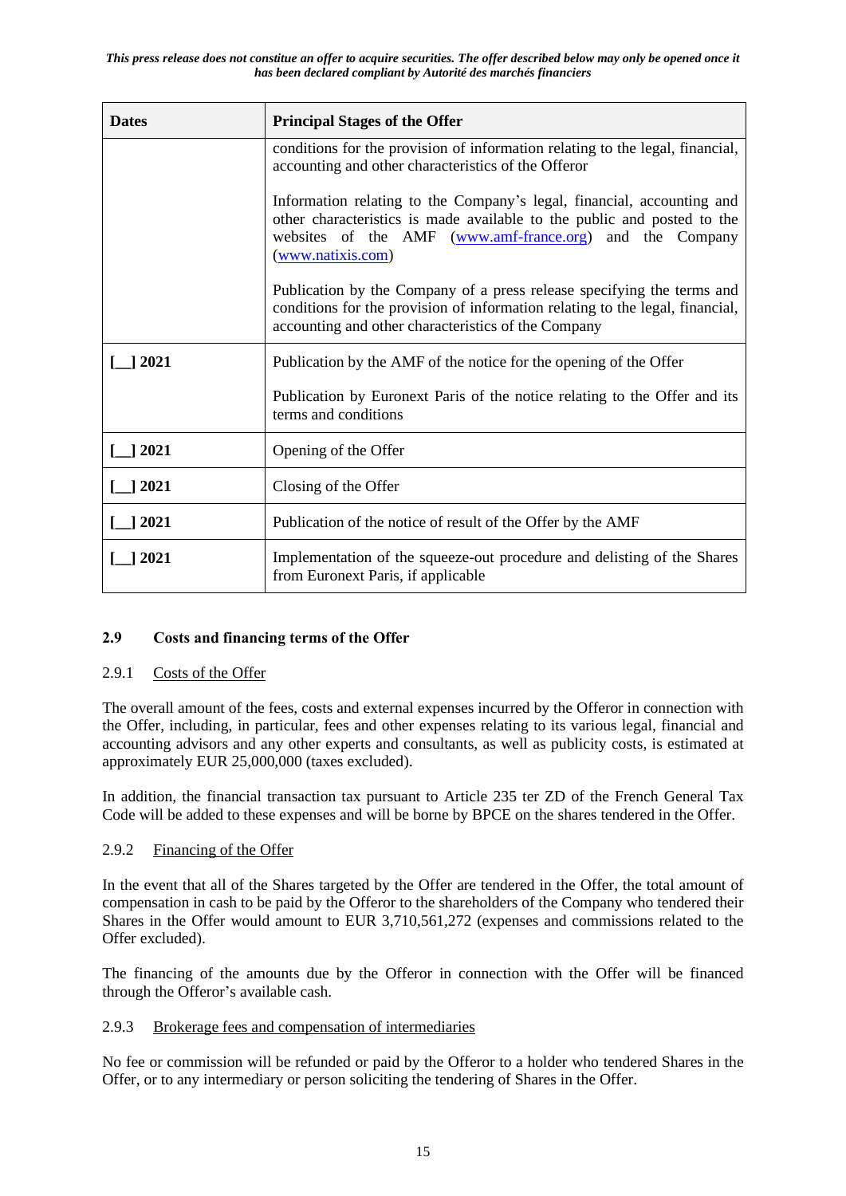*This press release does not constitue an offer to acquire securities. The offer described below may only be opened once it has been declared compliant by Autorité des marchés financiers*

| Dates | Principal Stages of the Offer |
|---|---|
| | conditions for the provision of information relating to the legal, financial, accounting and other characteristics of the Offeror<br><br>Information relating to the Company's legal, financial, accounting and other characteristics is made available to the public and posted to the websites of the AMF (www.amf-france.org) and the Company (www.natixis.com)<br><br>Publication by the Company of a press release specifying the terms and conditions for the provision of information relating to the legal, financial, accounting and other characteristics of the Company |
| **[__] 2021** | Publication by the AMF of the notice for the opening of the Offer<br><br>Publication by Euronext Paris of the notice relating to the Offer and its terms and conditions |
| **[__] 2021** | Opening of the Offer |
| **[__] 2021** | Closing of the Offer |
| **[__] 2021** | Publication of the notice of result of the Offer by the AMF |
| **[__] 2021** | Implementation of the squeeze-out procedure and delisting of the Shares from Euronext Paris, if applicable |

### 2.9 Costs and financing terms of the Offer

#### 2.9.1 Costs of the Offer

The overall amount of the fees, costs and external expenses incurred by the Offeror in connection with the Offer, including, in particular, fees and other expenses relating to its various legal, financial and accounting advisors and any other experts and consultants, as well as publicity costs, is estimated at approximately EUR 25,000,000 (taxes excluded).

In addition, the financial transaction tax pursuant to Article 235 ter ZD of the French General Tax Code will be added to these expenses and will be borne by BPCE on the shares tendered in the Offer.

#### 2.9.2 Financing of the Offer

In the event that all of the Shares targeted by the Offer are tendered in the Offer, the total amount of compensation in cash to be paid by the Offeror to the shareholders of the Company who tendered their Shares in the Offer would amount to EUR 3,710,561,272 (expenses and commissions related to the Offer excluded).

The financing of the amounts due by the Offeror in connection with the Offer will be financed through the Offeror's available cash.

#### 2.9.3 Brokerage fees and compensation of intermediaries

No fee or commission will be refunded or paid by the Offeror to a holder who tendered Shares in the Offer, or to any intermediary or person soliciting the tendering of Shares in the Offer.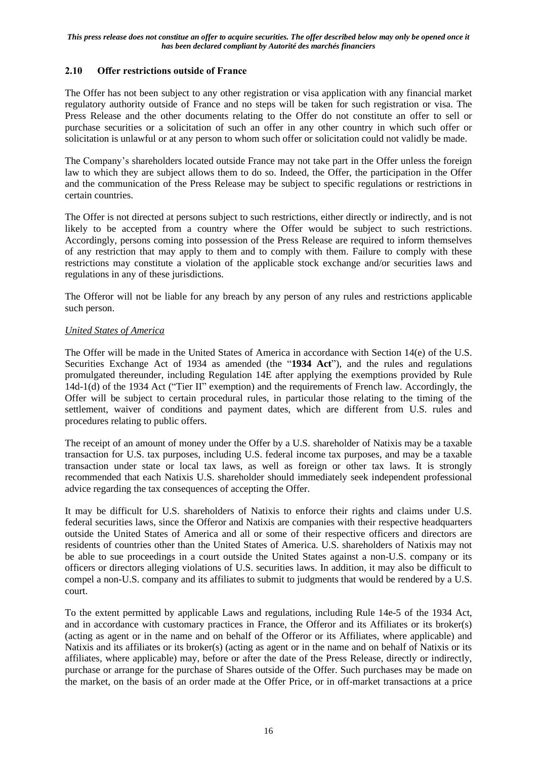## 2.10 Offer restrictions outside of France

The Offer has not been subject to any other registration or visa application with any financial market regulatory authority outside of France and no steps will be taken for such registration or visa. The Press Release and the other documents relating to the Offer do not constitute an offer to sell or purchase securities or a solicitation of such an offer in any other country in which such offer or solicitation is unlawful or at any person to whom such offer or solicitation could not validly be made.

The Company's shareholders located outside France may not take part in the Offer unless the foreign law to which they are subject allows them to do so. Indeed, the Offer, the participation in the Offer and the communication of the Press Release may be subject to specific regulations or restrictions in certain countries.

The Offer is not directed at persons subject to such restrictions, either directly or indirectly, and is not likely to be accepted from a country where the Offer would be subject to such restrictions. Accordingly, persons coming into possession of the Press Release are required to inform themselves of any restriction that may apply to them and to comply with them. Failure to comply with these restrictions may constitute a violation of the applicable stock exchange and/or securities laws and regulations in any of these jurisdictions.

The Offeror will not be liable for any breach by any person of any rules and restrictions applicable such person.

*United States of America*

The Offer will be made in the United States of America in accordance with Section 14(e) of the U.S. Securities Exchange Act of 1934 as amended (the "**1934 Act**"), and the rules and regulations promulgated thereunder, including Regulation 14E after applying the exemptions provided by Rule 14d-1(d) of the 1934 Act ("Tier II" exemption) and the requirements of French law. Accordingly, the Offer will be subject to certain procedural rules, in particular those relating to the timing of the settlement, waiver of conditions and payment dates, which are different from U.S. rules and procedures relating to public offers.

The receipt of an amount of money under the Offer by a U.S. shareholder of Natixis may be a taxable transaction for U.S. tax purposes, including U.S. federal income tax purposes, and may be a taxable transaction under state or local tax laws, as well as foreign or other tax laws. It is strongly recommended that each Natixis U.S. shareholder should immediately seek independent professional advice regarding the tax consequences of accepting the Offer.

It may be difficult for U.S. shareholders of Natixis to enforce their rights and claims under U.S. federal securities laws, since the Offeror and Natixis are companies with their respective headquarters outside the United States of America and all or some of their respective officers and directors are residents of countries other than the United States of America. U.S. shareholders of Natixis may not be able to sue proceedings in a court outside the United States against a non-U.S. company or its officers or directors alleging violations of U.S. securities laws. In addition, it may also be difficult to compel a non-U.S. company and its affiliates to submit to judgments that would be rendered by a U.S. court.

To the extent permitted by applicable Laws and regulations, including Rule 14e-5 of the 1934 Act, and in accordance with customary practices in France, the Offeror and its Affiliates or its broker(s) (acting as agent or in the name and on behalf of the Offeror or its Affiliates, where applicable) and Natixis and its affiliates or its broker(s) (acting as agent or in the name and on behalf of Natixis or its affiliates, where applicable) may, before or after the date of the Press Release, directly or indirectly, purchase or arrange for the purchase of Shares outside of the Offer. Such purchases may be made on the market, on the basis of an order made at the Offer Price, or in off-market transactions at a price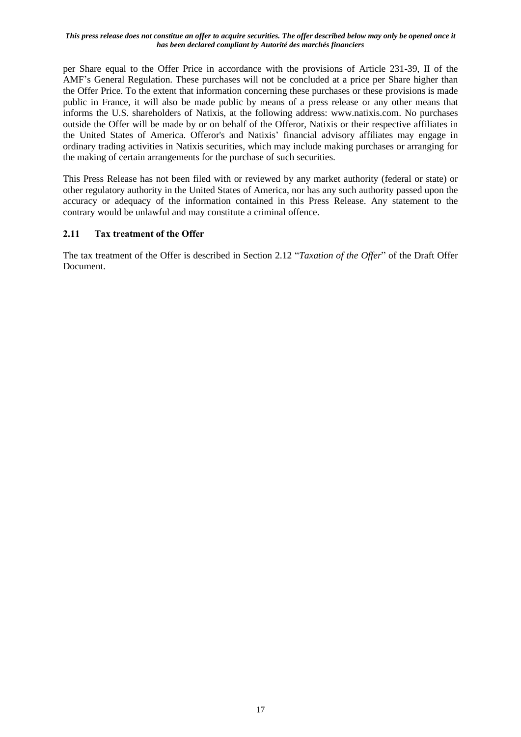per Share equal to the Offer Price in accordance with the provisions of Article 231-39, II of the AMF's General Regulation. These purchases will not be concluded at a price per Share higher than the Offer Price. To the extent that information concerning these purchases or these provisions is made public in France, it will also be made public by means of a press release or any other means that informs the U.S. shareholders of Natixis, at the following address: www.natixis.com. No purchases outside the Offer will be made by or on behalf of the Offeror, Natixis or their respective affiliates in the United States of America. Offeror's and Natixis' financial advisory affiliates may engage in ordinary trading activities in Natixis securities, which may include making purchases or arranging for the making of certain arrangements for the purchase of such securities.

This Press Release has not been filed with or reviewed by any market authority (federal or state) or other regulatory authority in the United States of America, nor has any such authority passed upon the accuracy or adequacy of the information contained in this Press Release. Any statement to the contrary would be unlawful and may constitute a criminal offence.

### 2.11 Tax treatment of the Offer

The tax treatment of the Offer is described in Section 2.12 "*Taxation of the Offer*" of the Draft Offer Document.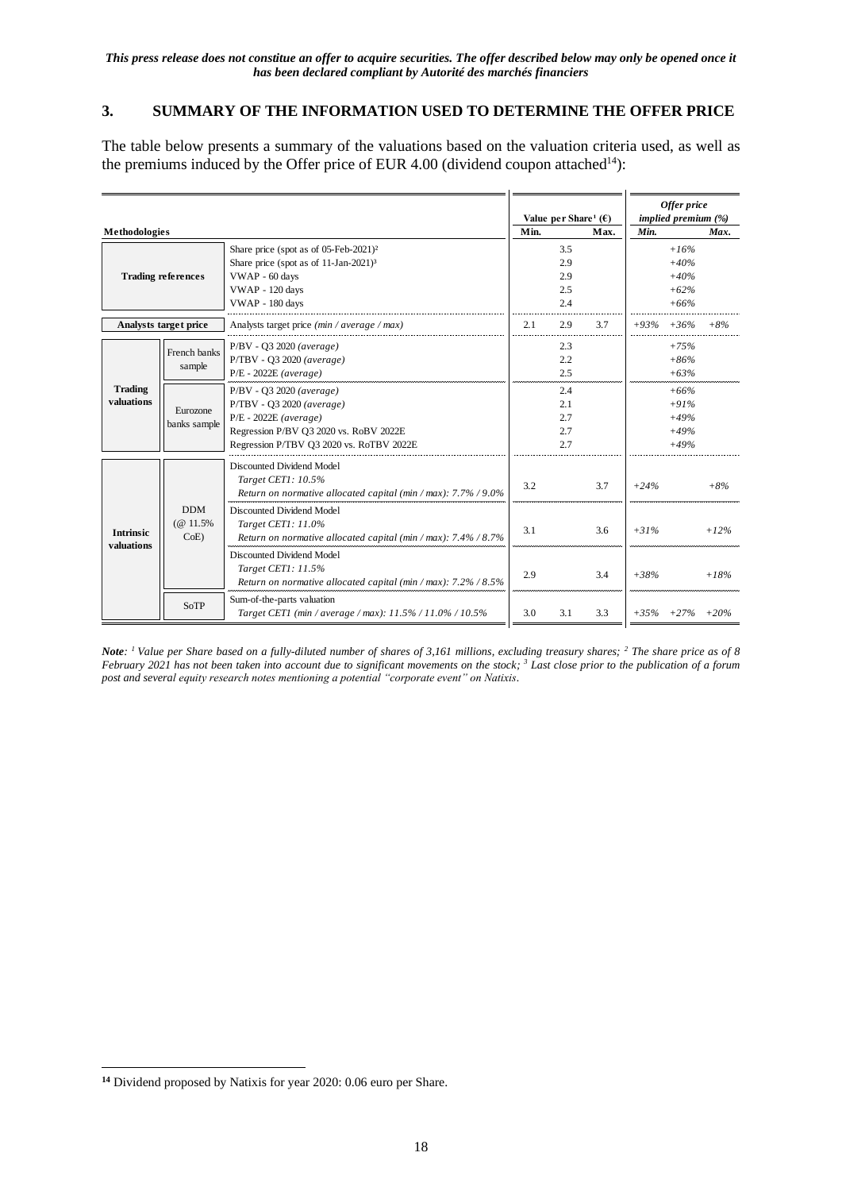*This press release does not constitue an offer to acquire securities. The offer described below may only be opened once it has been declared compliant by Autorité des marchés financiers*

## 3. SUMMARY OF THE INFORMATION USED TO DETERMINE THE OFFER PRICE

The table below presents a summary of the valuations based on the valuation criteria used, as well as the premiums induced by the Offer price of EUR 4.00 (dividend coupon attached[14]):

| Methodologies | | | Value per Share[1] (€) Min. | | Max. | *Offer price implied premium (%)* *Min.* | | *Max.* |
|---|---|---|---|---|---|---|---|---|
| Trading references | | Share price (spot as of 05-Feb-2021)[2] | | 3.5 | | | *+16%* | |
| | | Share price (spot as of 11-Jan-2021)[3] | | 2.9 | | | *+40%* | |
| | | VWAP - 60 days | | 2.9 | | | *+40%* | |
| | | VWAP - 120 days | | 2.5 | | | *+62%* | |
| | | VWAP - 180 days | | 2.4 | | | *+66%* | |
| Analysts target price | | Analysts target price *(min / average / max)* | 2.1 | 2.9 | 3.7 | *+93%* | *+36%* | *+8%* |
| Trading valuations | French banks sample | P/BV - Q3 2020 *(average)* | | 2.3 | | | *+75%* | |
| | | P/TBV - Q3 2020 *(average)* | | 2.2 | | | *+86%* | |
| | | P/E - 2022E *(average)* | | 2.5 | | | *+63%* | |
| | Eurozone banks sample | P/BV - Q3 2020 *(average)* | | 2.4 | | | *+66%* | |
| | | P/TBV - Q3 2020 *(average)* | | 2.1 | | | *+91%* | |
| | | P/E - 2022E *(average)* | | 2.7 | | | *+49%* | |
| | | Regression P/BV Q3 2020 vs. RoBV 2022E | | 2.7 | | | *+49%* | |
| | | Regression P/TBV Q3 2020 vs. RoTBV 2022E | | 2.7 | | | *+49%* | |
| Intrinsic valuations | DDM (@ 11.5% CoE) | Discounted Dividend Model *Target CET1: 10.5%* *Return on normative allocated capital (min / max): 7.7% / 9.0%* | 3.2 | | 3.7 | *+24%* | | *+8%* |
| | | Discounted Dividend Model *Target CET1: 11.0%* *Return on normative allocated capital (min / max): 7.4% / 8.7%* | 3.1 | | 3.6 | *+31%* | | *+12%* |
| | | Discounted Dividend Model *Target CET1: 11.5%* *Return on normative allocated capital (min / max): 7.2% / 8.5%* | 2.9 | | 3.4 | *+38%* | | *+18%* |
| | SoTP | Sum-of-the-parts valuation *Target CET1 (min / average / max): 11.5% / 11.0% / 10.5%* | 3.0 | 3.1 | 3.3 | *+35%* | *+27%* | *+20%* |

***Note**: [1] Value per Share based on a fully-diluted number of shares of 3,161 millions, excluding treasury shares; [2] The share price as of 8 February 2021 has not been taken into account due to significant movements on the stock; [3] Last close prior to the publication of a forum post and several equity research notes mentioning a potential "corporate event" on Natixis.*

---

**14** Dividend proposed by Natixis for year 2020: 0.06 euro per Share.